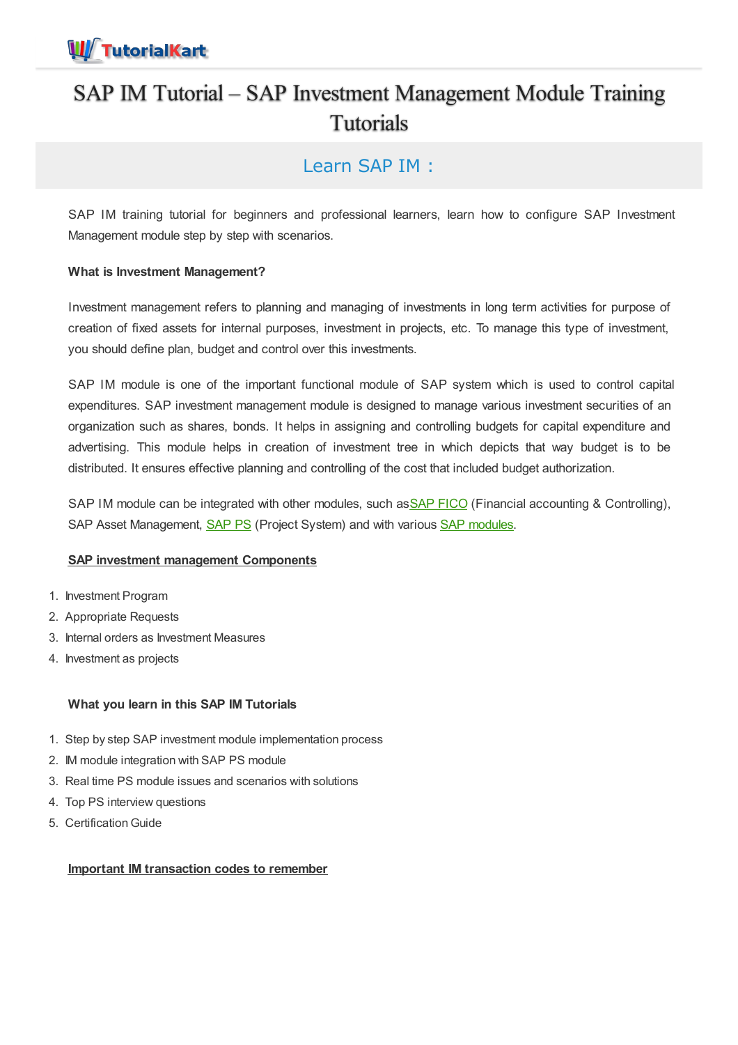# SAP IM Tutorial – SAP Investment Management Module Training Tutorials

## Learn SAP IM :

SAP IM training tutorial for beginners and professional learners, learn how to configure SAP Investment Management module step by step with scenarios.

**What is Investment Management?**

Investment management refers to planning and managing of investments in long term activities for purpose of creation of fixed assets for internal purposes, investment in projects, etc. To manage this type of investment, you should define plan, budget and control over this investments.

SAP IM module is one of the important functional module of SAP system which is used to control capital expenditures. SAP investment management module is designed to manage various investment securities of an organization such as shares, bonds. It helps in assigning and controlling budgets for capital expenditure and advertising. This module helps in creation of investment tree in which depicts that way budget is to be distributed. It ensures effective planning and controlling of the cost that included budget authorization.

SAP IM module can be integrated with other modules, such asSAP FICO (Financial accounting & Controlling), SAP Asset Management, SAP PS (Project System) and with various SAP modules.

**SAP investment management Components**

1. Investment Program
2. Appropriate Requests
3. Internal orders as Investment Measures
4. Investment as projects

**What you learn in this SAP IM Tutorials**

1. Step by step SAP investment module implementation process
2. IM module integration with SAP PS module
3. Real time PS module issues and scenarios with solutions
4. Top PS interview questions
5. Certification Guide

**Important IM transaction codes to remember**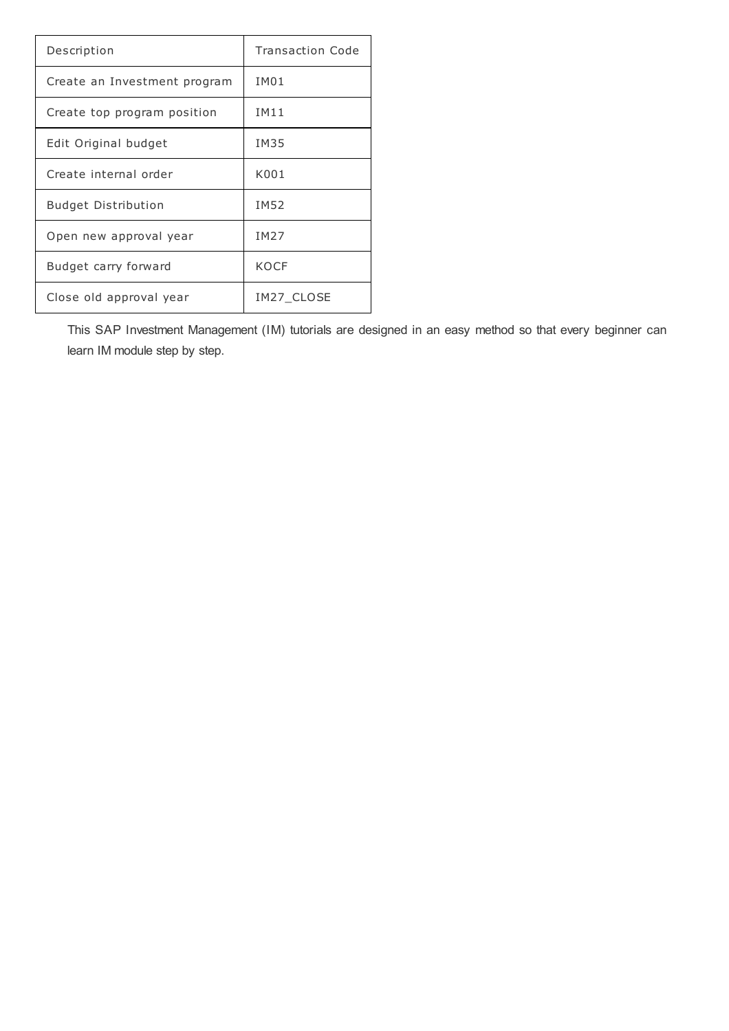| Description | Transaction Code |
| --- | --- |
| Create an Investment program | IM01 |
| Create top program position | IM11 |
| Edit Original budget | IM35 |
| Create internal order | K001 |
| Budget Distribution | IM52 |
| Open new approval year | IM27 |
| Budget carry forward | KOCF |
| Close old approval year | IM27_CLOSE |

This SAP Investment Management (IM) tutorials are designed in an easy method so that every beginner can learn IM module step by step.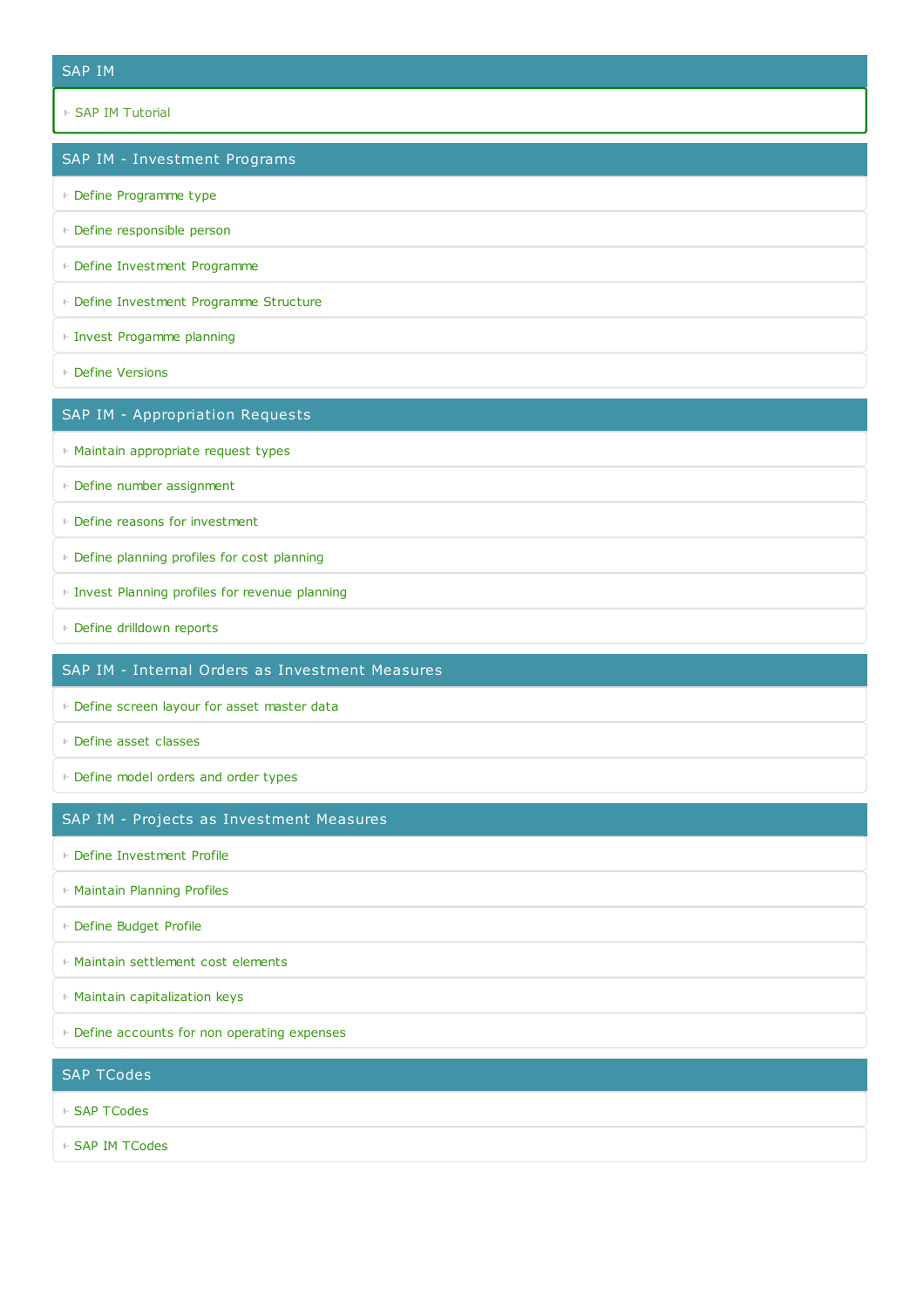## SAP IM

- SAP IM Tutorial

## SAP IM - Investment Programs

- Define Programme type
- Define responsible person
- Define Investment Programme
- Define Investment Programme Structure
- Invest Progamme planning
- Define Versions

## SAP IM - Appropriation Requests

- Maintain appropriate request types
- Define number assignment
- Define reasons for investment
- Define planning profiles for cost planning
- Invest Planning profiles for revenue planning
- Define drilldown reports

## SAP IM - Internal Orders as Investment Measures

- Define screen layour for asset master data
- Define asset classes
- Define model orders and order types

## SAP IM - Projects as Investment Measures

- Define Investment Profile
- Maintain Planning Profiles
- Define Budget Profile
- Maintain settlement cost elements
- Maintain capitalization keys
- Define accounts for non operating expenses

## SAP TCodes

- SAP TCodes
- SAP IM TCodes